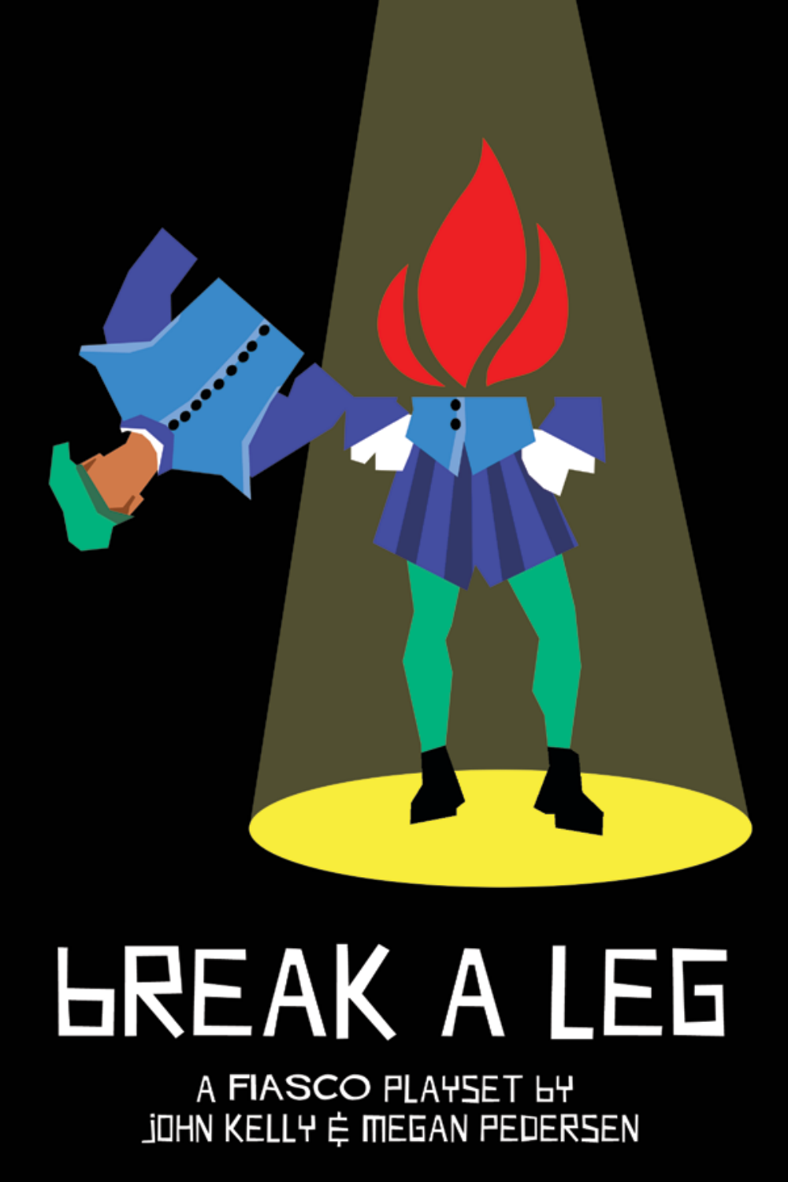# BREAK A LEG

A FIASCO PLAYSET BY
JOHN KELLY & MEGAN PEDERSEN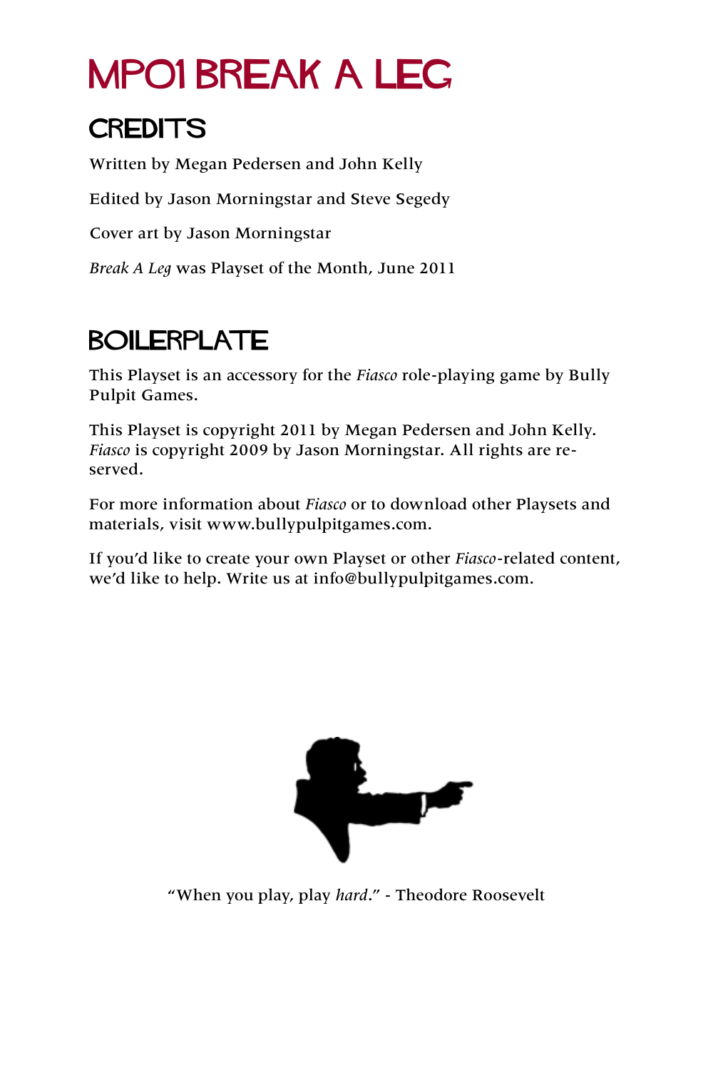# MP01 BREAK A LEG

## CREDITS

Written by Megan Pedersen and John Kelly

Edited by Jason Morningstar and Steve Segedy

Cover art by Jason Morningstar

*Break A Leg* was Playset of the Month, June 2011

## BOILERPLATE

This Playset is an accessory for the *Fiasco* role-playing game by Bully Pulpit Games.

This Playset is copyright 2011 by Megan Pedersen and John Kelly. *Fiasco* is copyright 2009 by Jason Morningstar. All rights are reserved.

For more information about *Fiasco* or to download other Playsets and materials, visit www.bullypulpitgames.com.

If you'd like to create your own Playset or other *Fiasco*-related content, we'd like to help. Write us at info@bullypulpitgames.com.

"When you play, play *hard*." - Theodore Roosevelt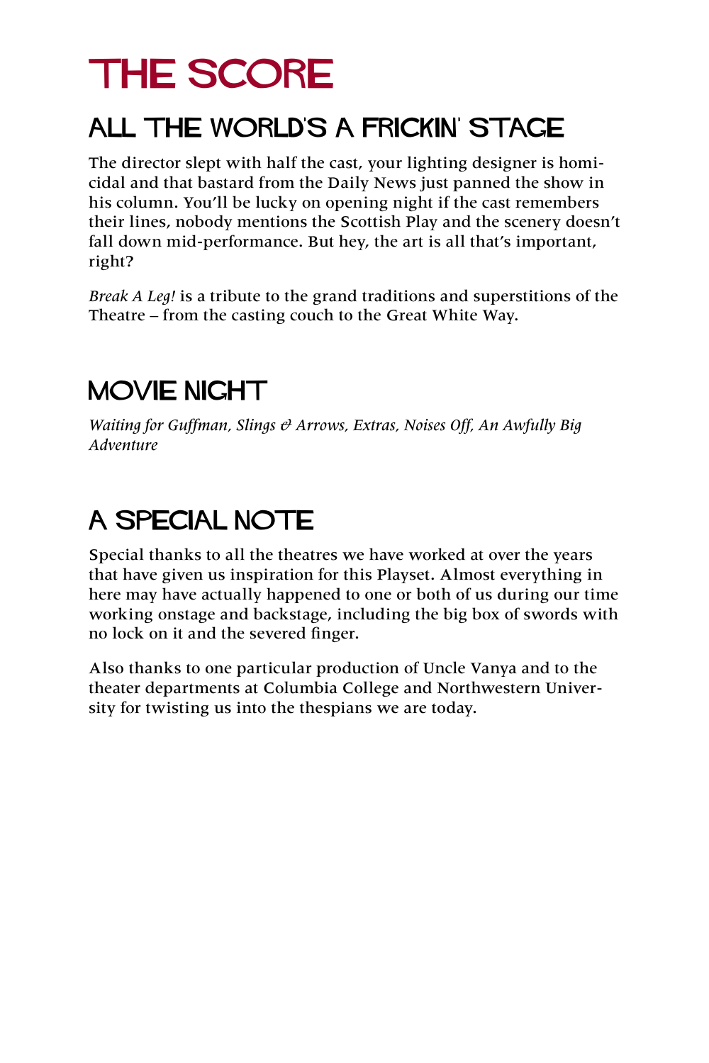# THE SCORE

## ALL THE WORLD'S A FRICKIN' STAGE

The director slept with half the cast, your lighting designer is homicidal and that bastard from the Daily News just panned the show in his column. You'll be lucky on opening night if the cast remembers their lines, nobody mentions the Scottish Play and the scenery doesn't fall down mid-performance. But hey, the art is all that's important, right?

*Break A Leg!* is a tribute to the grand traditions and superstitions of the Theatre – from the casting couch to the Great White Way.

## MOVIE NIGHT

*Waiting for Guffman, Slings & Arrows, Extras, Noises Off, An Awfully Big Adventure*

## A SPECIAL NOTE

Special thanks to all the theatres we have worked at over the years that have given us inspiration for this Playset. Almost everything in here may have actually happened to one or both of us during our time working onstage and backstage, including the big box of swords with no lock on it and the severed finger.

Also thanks to one particular production of Uncle Vanya and to the theater departments at Columbia College and Northwestern University for twisting us into the thespians we are today.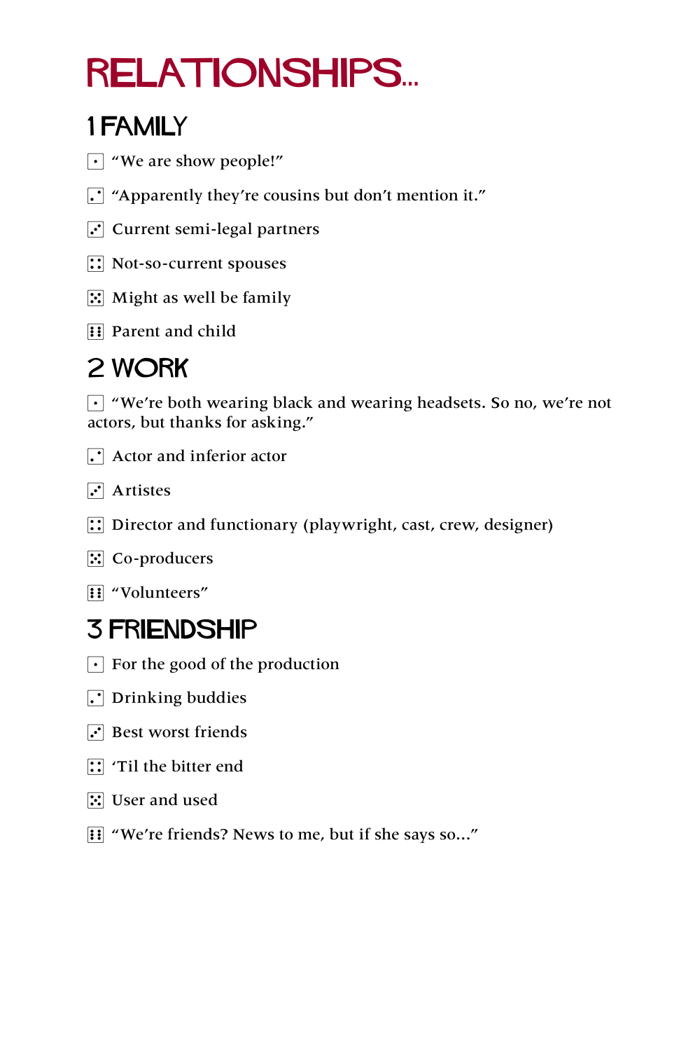# RELATIONSHIPS...

## 1 FAMILY

- ⚀ "We are show people!"
- ⚁ "Apparently they're cousins but don't mention it."
- ⚂ Current semi-legal partners
- ⚃ Not-so-current spouses
- ⚄ Might as well be family
- ⚅ Parent and child

## 2 WORK

- ⚀ "We're both wearing black and wearing headsets. So no, we're not actors, but thanks for asking."
- ⚁ Actor and inferior actor
- ⚂ Artistes
- ⚃ Director and functionary (playwright, cast, crew, designer)
- ⚄ Co-producers
- ⚅ "Volunteers"

## 3 FRIENDSHIP

- ⚀ For the good of the production
- ⚁ Drinking buddies
- ⚂ Best worst friends
- ⚃ 'Til the bitter end
- ⚄ User and used
- ⚅ "We're friends? News to me, but if she says so..."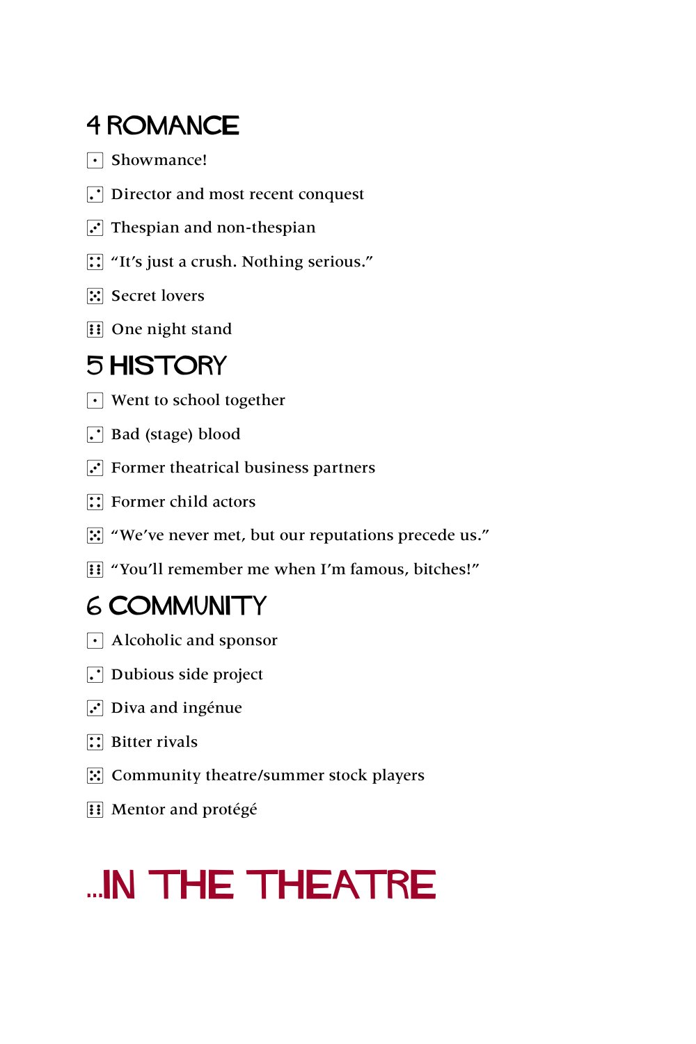## 4 ROMANCE

- ⚀ Showmance!
- ⚁ Director and most recent conquest
- ⚂ Thespian and non-thespian
- ⚃ "It's just a crush. Nothing serious."
- ⚄ Secret lovers
- ⚅ One night stand

## 5 HISTORY

- ⚀ Went to school together
- ⚁ Bad (stage) blood
- ⚂ Former theatrical business partners
- ⚃ Former child actors
- ⚄ "We've never met, but our reputations precede us."
- ⚅ "You'll remember me when I'm famous, bitches!"

## 6 COMMUNITY

- ⚀ Alcoholic and sponsor
- ⚁ Dubious side project
- ⚂ Diva and ingénue
- ⚃ Bitter rivals
- ⚄ Community theatre/summer stock players
- ⚅ Mentor and protégé

# ...IN THE THEATRE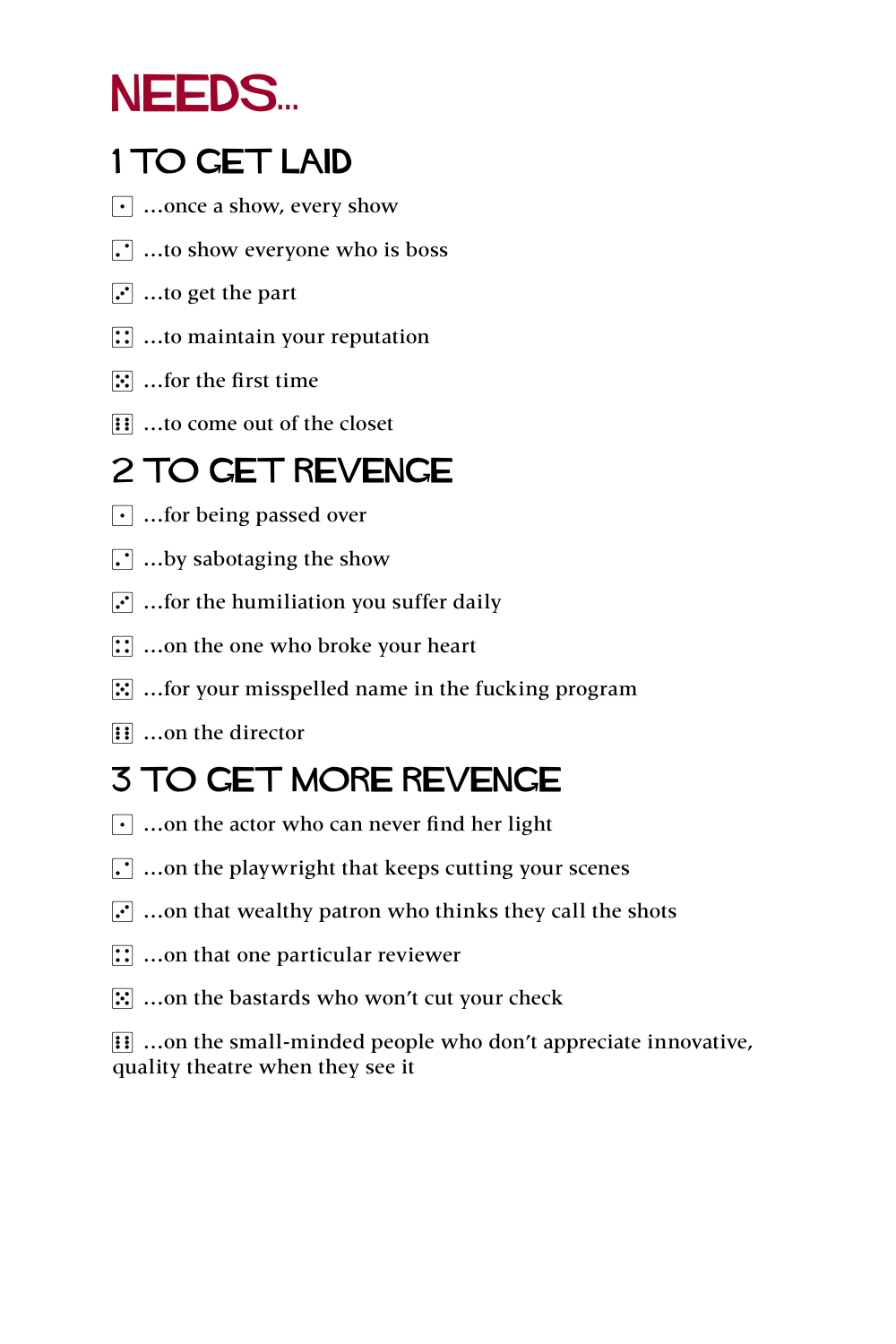# NEEDS...

## 1 TO GET LAID

⚀ ...once a show, every show

⚁ ...to show everyone who is boss

⚂ ...to get the part

⚃ ...to maintain your reputation

⚄ ...for the first time

⚅ ...to come out of the closet

## 2 TO GET REVENGE

⚀ ...for being passed over

⚁ ...by sabotaging the show

⚂ ...for the humiliation you suffer daily

⚃ ...on the one who broke your heart

⚄ ...for your misspelled name in the fucking program

⚅ ...on the director

## 3 TO GET MORE REVENGE

⚀ ...on the actor who can never find her light

⚁ ...on the playwright that keeps cutting your scenes

⚂ ...on that wealthy patron who thinks they call the shots

⚃ ...on that one particular reviewer

⚄ ...on the bastards who won't cut your check

⚅ ...on the small-minded people who don't appreciate innovative, quality theatre when they see it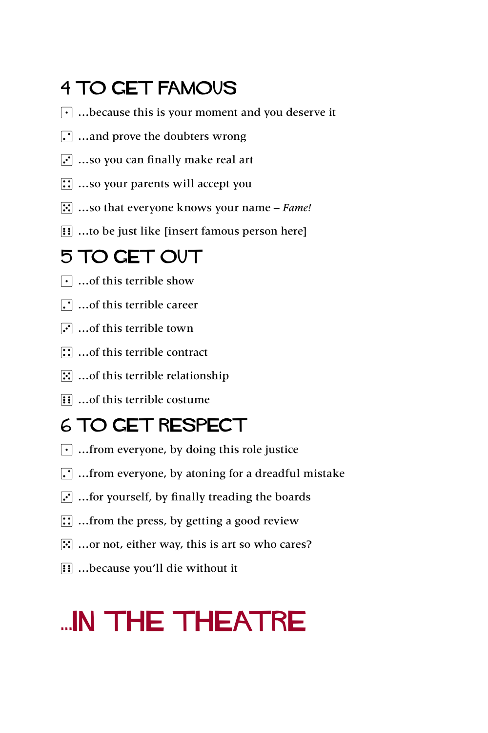## 4 TO GET FAMOUS

- ⚀ …because this is your moment and you deserve it
- ⚁ …and prove the doubters wrong
- ⚂ …so you can finally make real art
- ⚃ …so your parents will accept you
- ⚄ …so that everyone knows your name – *Fame!*
- ⚅ …to be just like [insert famous person here]

## 5 TO GET OUT

- ⚀ …of this terrible show
- ⚁ …of this terrible career
- ⚂ …of this terrible town
- ⚃ …of this terrible contract
- ⚄ …of this terrible relationship
- ⚅ …of this terrible costume

## 6 TO GET RESPECT

- ⚀ …from everyone, by doing this role justice
- ⚁ …from everyone, by atoning for a dreadful mistake
- ⚂ …for yourself, by finally treading the boards
- ⚃ …from the press, by getting a good review
- ⚄ …or not, either way, this is art so who cares?
- ⚅ …because you'll die without it

# …IN THE THEATRE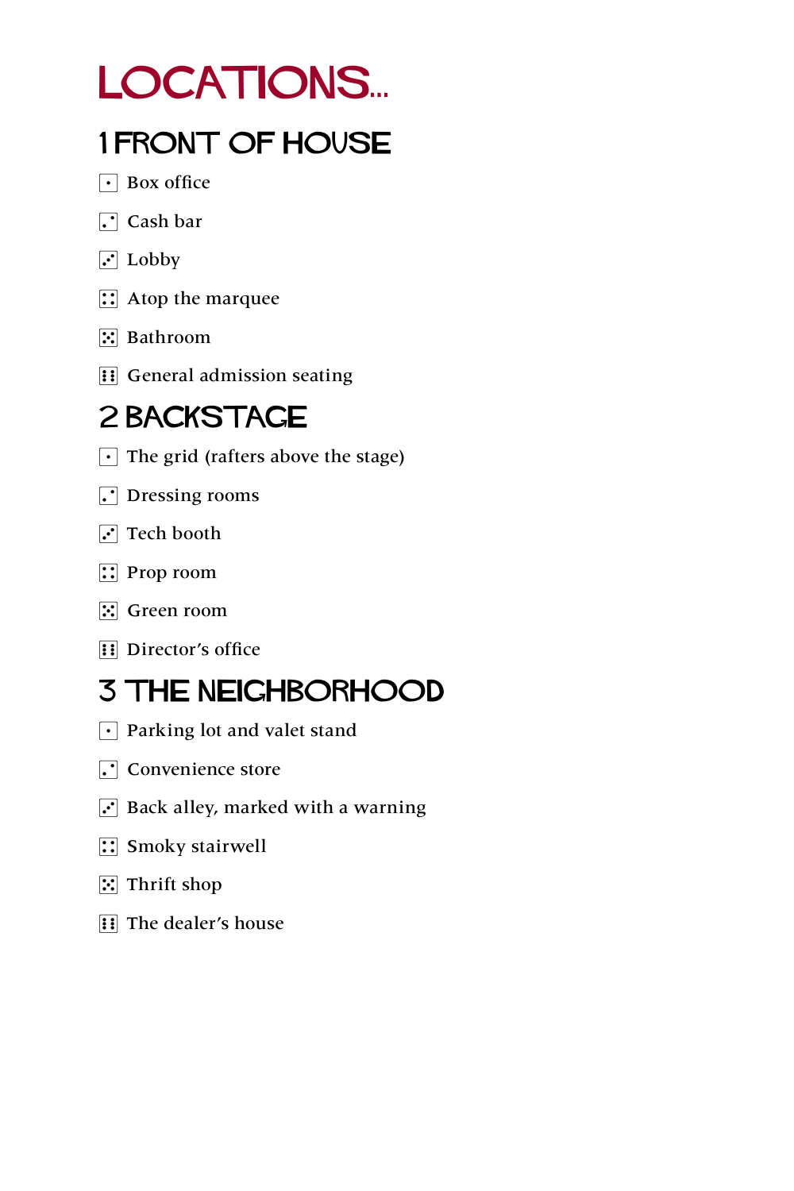# LOCATIONS...

## 1 FRONT OF HOUSE

- ⚀ Box office
- ⚁ Cash bar
- ⚂ Lobby
- ⚃ Atop the marquee
- ⚄ Bathroom
- ⚅ General admission seating

## 2 BACKSTAGE

- ⚀ The grid (rafters above the stage)
- ⚁ Dressing rooms
- ⚂ Tech booth
- ⚃ Prop room
- ⚄ Green room
- ⚅ Director's office

## 3 THE NEIGHBORHOOD

- ⚀ Parking lot and valet stand
- ⚁ Convenience store
- ⚂ Back alley, marked with a warning
- ⚃ Smoky stairwell
- ⚄ Thrift shop
- ⚅ The dealer's house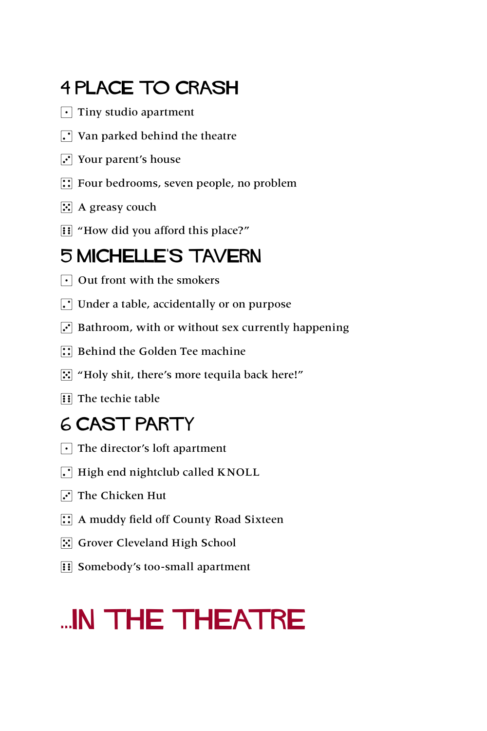## 4 PLACE TO CRASH

- ⚀ Tiny studio apartment
- ⚁ Van parked behind the theatre
- ⚂ Your parent's house
- ⚃ Four bedrooms, seven people, no problem
- ⚄ A greasy couch
- ⚅ "How did you afford this place?"

## 5 MICHELLE'S TAVERN

- ⚀ Out front with the smokers
- ⚁ Under a table, accidentally or on purpose
- ⚂ Bathroom, with or without sex currently happening
- ⚃ Behind the Golden Tee machine
- ⚄ "Holy shit, there's more tequila back here!"
- ⚅ The techie table

## 6 CAST PARTY

- ⚀ The director's loft apartment
- ⚁ High end nightclub called KNOLL
- ⚂ The Chicken Hut
- ⚃ A muddy field off County Road Sixteen
- ⚄ Grover Cleveland High School
- ⚅ Somebody's too-small apartment

# ...IN THE THEATRE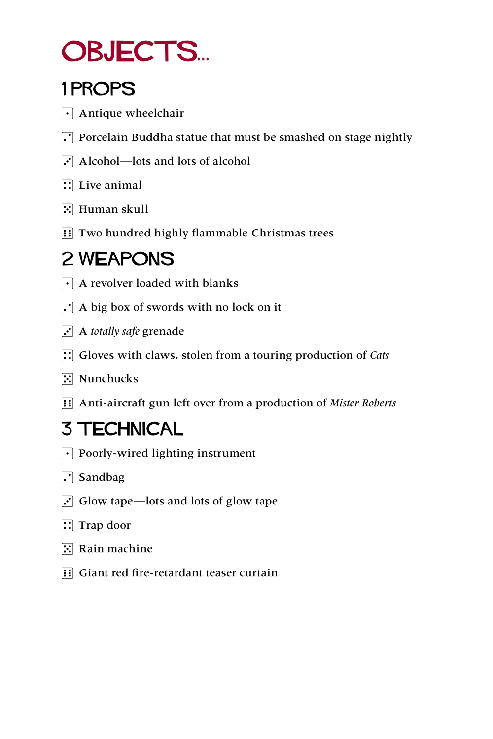# OBJECTS...

## 1 PROPS

- ⚀ Antique wheelchair
- ⚁ Porcelain Buddha statue that must be smashed on stage nightly
- ⚂ Alcohol—lots and lots of alcohol
- ⚃ Live animal
- ⚄ Human skull
- ⚅ Two hundred highly flammable Christmas trees

## 2 WEAPONS

- ⚀ A revolver loaded with blanks
- ⚁ A big box of swords with no lock on it
- ⚂ A *totally safe* grenade
- ⚃ Gloves with claws, stolen from a touring production of *Cats*
- ⚄ Nunchucks
- ⚅ Anti-aircraft gun left over from a production of *Mister Roberts*

## 3 TECHNICAL

- ⚀ Poorly-wired lighting instrument
- ⚁ Sandbag
- ⚂ Glow tape—lots and lots of glow tape
- ⚃ Trap door
- ⚄ Rain machine
- ⚅ Giant red fire-retardant teaser curtain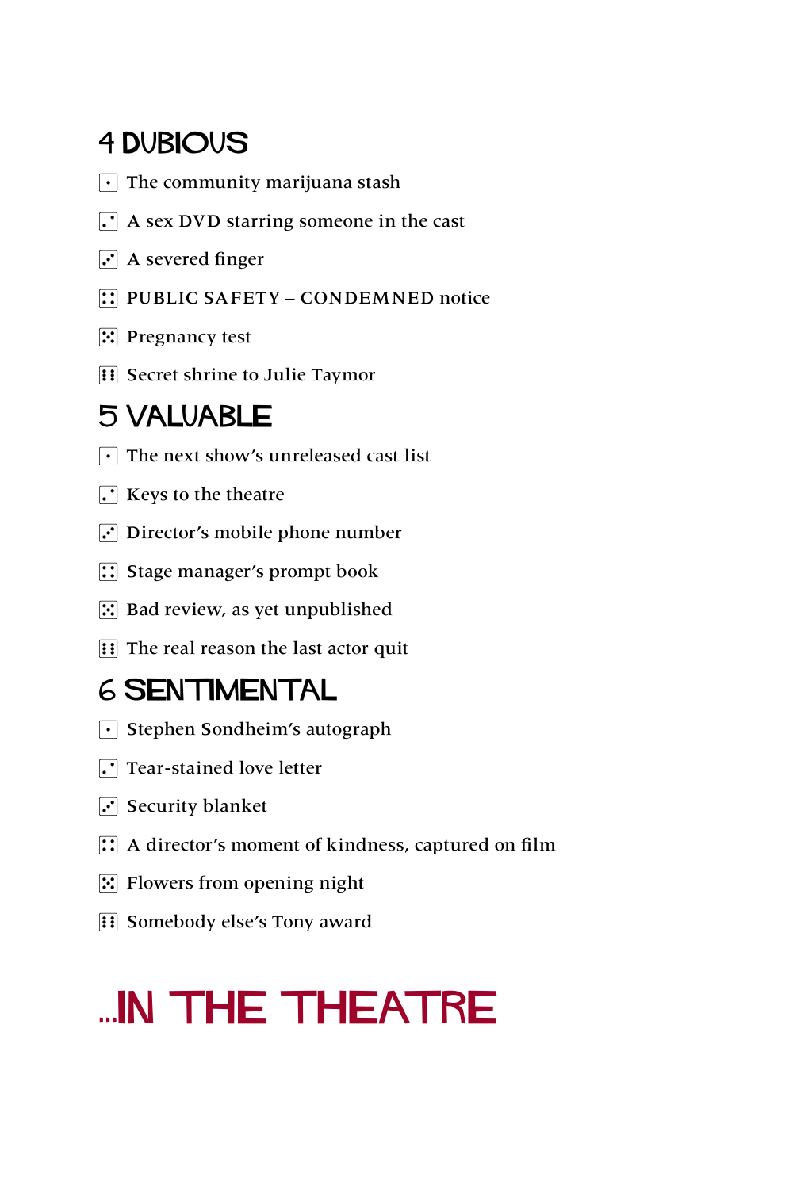## 4 DUBIOUS

- ⚀ The community marijuana stash
- ⚁ A sex DVD starring someone in the cast
- ⚂ A severed finger
- ⚃ PUBLIC SAFETY – CONDEMNED notice
- ⚄ Pregnancy test
- ⚅ Secret shrine to Julie Taymor

## 5 VALUABLE

- ⚀ The next show's unreleased cast list
- ⚁ Keys to the theatre
- ⚂ Director's mobile phone number
- ⚃ Stage manager's prompt book
- ⚄ Bad review, as yet unpublished
- ⚅ The real reason the last actor quit

## 6 SENTIMENTAL

- ⚀ Stephen Sondheim's autograph
- ⚁ Tear-stained love letter
- ⚂ Security blanket
- ⚃ A director's moment of kindness, captured on film
- ⚄ Flowers from opening night
- ⚅ Somebody else's Tony award

# ...IN THE THEATRE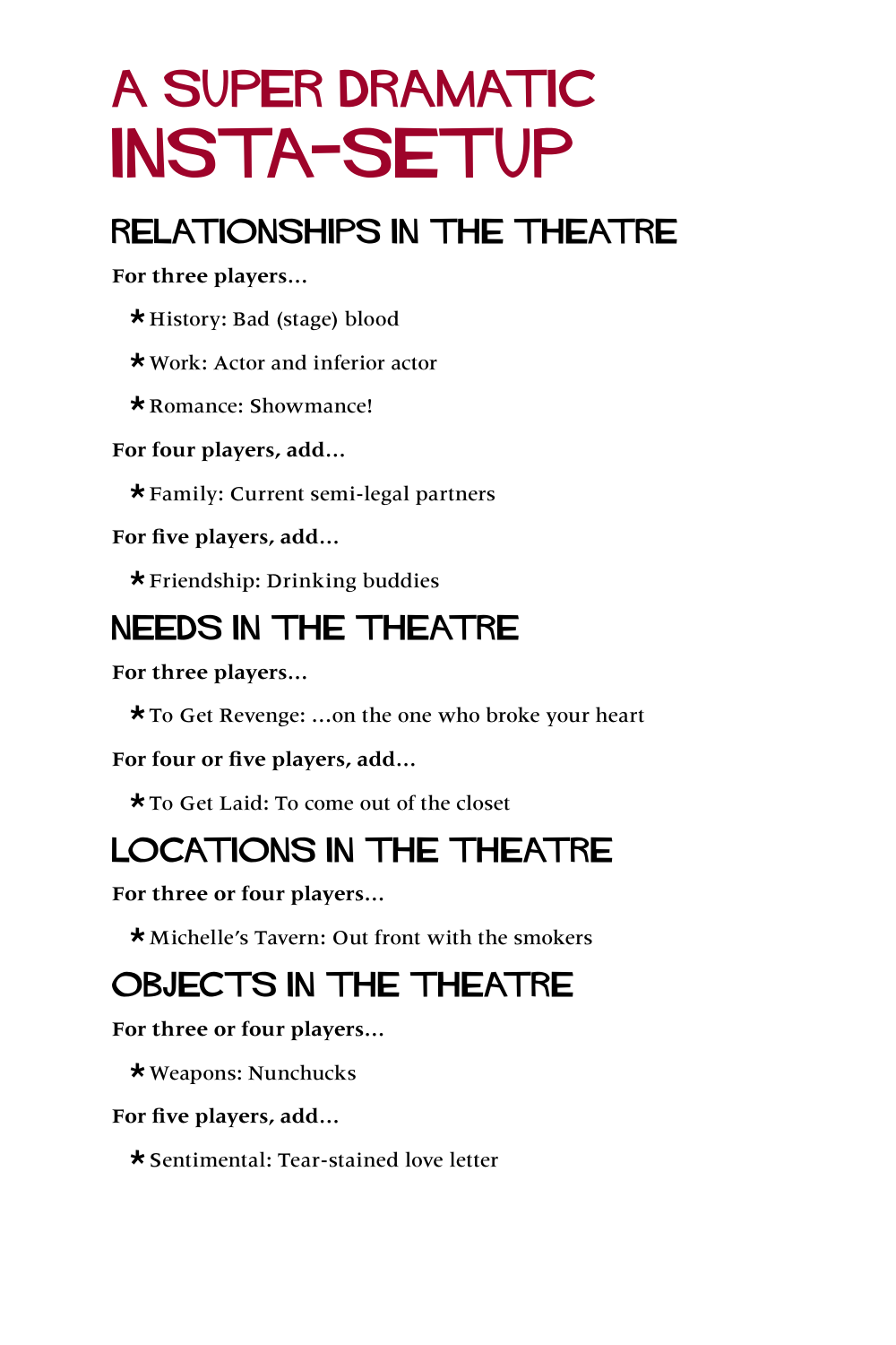# A Super Dramatic Insta-Setup

## Relationships in the Theatre

**For three players...**

* History: Bad (stage) blood
* Work: Actor and inferior actor
* Romance: Showmance!

**For four players, add...**

* Family: Current semi-legal partners

**For five players, add...**

* Friendship: Drinking buddies

## Needs in the Theatre

**For three players...**

* To Get Revenge: ...on the one who broke your heart

**For four or five players, add...**

* To Get Laid: To come out of the closet

## Locations in the Theatre

**For three or four players...**

* Michelle's Tavern: Out front with the smokers

## Objects in the Theatre

**For three or four players...**

* Weapons: Nunchucks

**For five players, add...**

* Sentimental: Tear-stained love letter